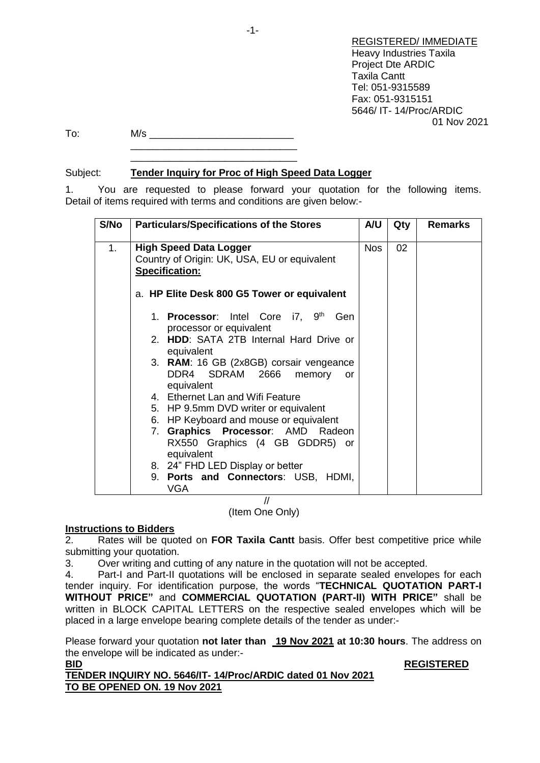REGISTERED/ IMMEDIATE
Heavy Industries Taxila
Project Dte ARDIC
Taxila Cantt
Tel: 051-9315589
Fax: 051-9315151
5646/ IT- 14/Proc/ARDIC
01 Nov 2021

To: M/s ___________________________
_______________________________
_______________________________

Subject: **Tender Inquiry for Proc of High Speed Data Logger**

1. You are requested to please forward your quotation for the following items. Detail of items required with terms and conditions are given below:-

| S/No | Particulars/Specifications of the Stores | A/U | Qty | Remarks |
|---|---|---|---|---|
| 1. | **High Speed Data Logger**<br>Country of Origin: UK, USA, EU or equivalent<br>**Specification:**<br><br>a. **HP Elite Desk 800 G5 Tower or equivalent**<br><br>1. **Processor**: Intel Core i7, 9th Gen processor or equivalent<br>2. **HDD**: SATA 2TB Internal Hard Drive or equivalent<br>3. **RAM**: 16 GB (2x8GB) corsair vengeance DDR4 SDRAM 2666 memory or equivalent<br>4. Ethernet Lan and Wifi Feature<br>5. HP 9.5mm DVD writer or equivalent<br>6. HP Keyboard and mouse or equivalent<br>7. **Graphics Processor**: AMD Radeon RX550 Graphics (4 GB GDDR5) or equivalent<br>8. 24" FHD LED Display or better<br>9. **Ports and Connectors**: USB, HDMI, VGA | Nos | 02 | |

//
(Item One Only)

**Instructions to Bidders**

2. Rates will be quoted on **FOR Taxila Cantt** basis. Offer best competitive price while submitting your quotation.

3. Over writing and cutting of any nature in the quotation will not be accepted.

4. Part-I and Part-II quotations will be enclosed in separate sealed envelopes for each tender inquiry. For identification purpose, the words "**TECHNICAL QUOTATION PART-I WITHOUT PRICE"** and **COMMERCIAL QUOTATION (PART-II) WITH PRICE"** shall be written in BLOCK CAPITAL LETTERS on the respective sealed envelopes which will be placed in a large envelope bearing complete details of the tender as under:-

Please forward your quotation **not later than 19 Nov 2021 at 10:30 hours**. The address on the envelope will be indicated as under:-

**BID** **REGISTERED**
**TENDER INQUIRY NO. 5646/IT- 14/Proc/ARDIC dated 01 Nov 2021**
**TO BE OPENED ON. 19 Nov 2021**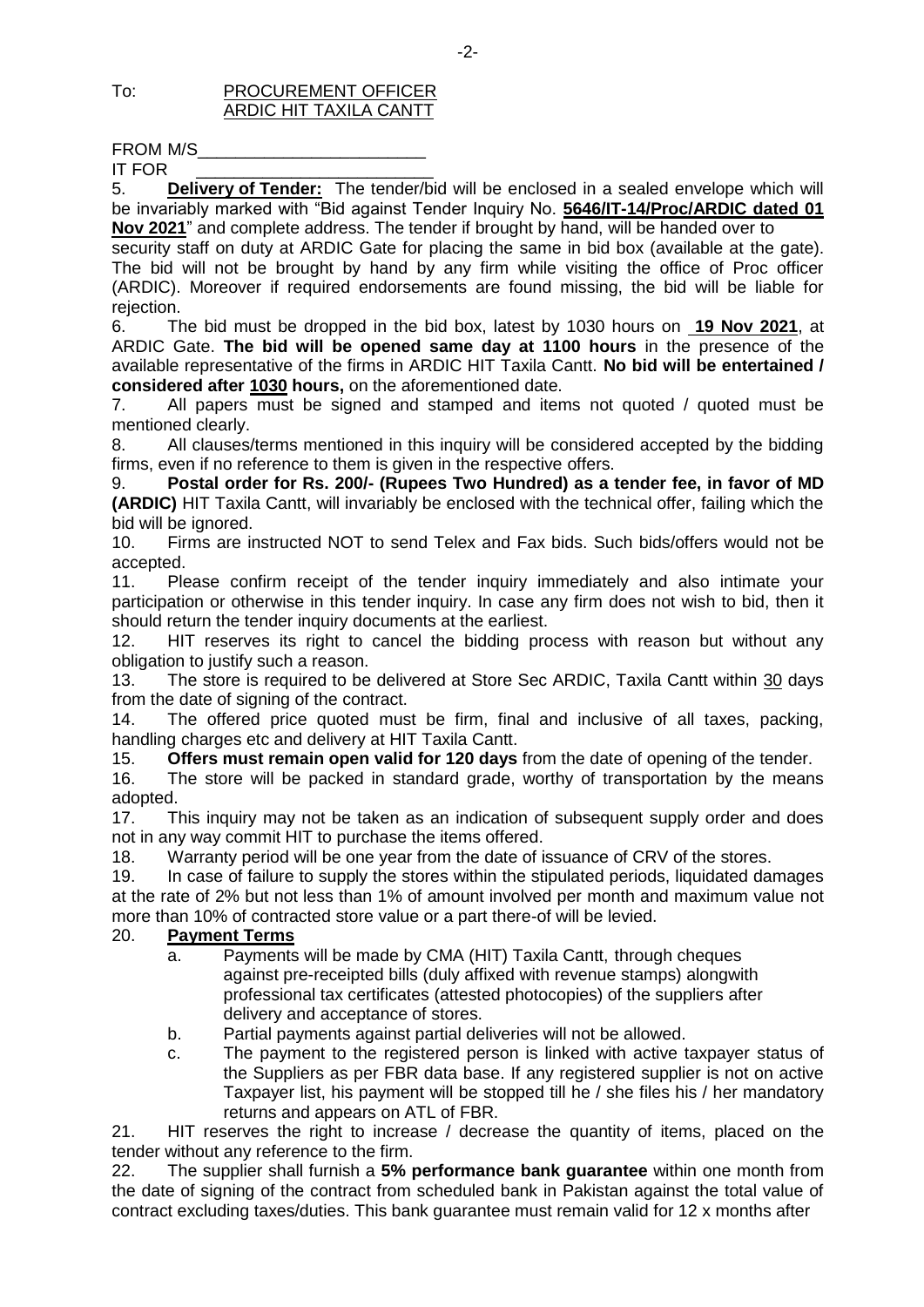To: PROCUREMENT OFFICER
ARDIC HIT TAXILA CANTT

FROM M/S________________________

IT FOR ________________________

5. **Delivery of Tender:** The tender/bid will be enclosed in a sealed envelope which will be invariably marked with "Bid against Tender Inquiry No. **5646/IT-14/Proc/ARDIC dated 01 Nov 2021**" and complete address. The tender if brought by hand, will be handed over to security staff on duty at ARDIC Gate for placing the same in bid box (available at the gate). The bid will not be brought by hand by any firm while visiting the office of Proc officer (ARDIC). Moreover if required endorsements are found missing, the bid will be liable for rejection.

6. The bid must be dropped in the bid box, latest by 1030 hours on **19 Nov 2021**, at ARDIC Gate. **The bid will be opened same day at 1100 hours** in the presence of the available representative of the firms in ARDIC HIT Taxila Cantt. **No bid will be entertained / considered after 1030 hours,** on the aforementioned date.

7. All papers must be signed and stamped and items not quoted / quoted must be mentioned clearly.

8. All clauses/terms mentioned in this inquiry will be considered accepted by the bidding firms, even if no reference to them is given in the respective offers.

9. **Postal order for Rs. 200/- (Rupees Two Hundred) as a tender fee, in favor of MD (ARDIC)** HIT Taxila Cantt, will invariably be enclosed with the technical offer, failing which the bid will be ignored.

10. Firms are instructed NOT to send Telex and Fax bids. Such bids/offers would not be accepted.

11. Please confirm receipt of the tender inquiry immediately and also intimate your participation or otherwise in this tender inquiry. In case any firm does not wish to bid, then it should return the tender inquiry documents at the earliest.

12. HIT reserves its right to cancel the bidding process with reason but without any obligation to justify such a reason.

13. The store is required to be delivered at Store Sec ARDIC, Taxila Cantt within 30 days from the date of signing of the contract.

14. The offered price quoted must be firm, final and inclusive of all taxes, packing, handling charges etc and delivery at HIT Taxila Cantt.

15. **Offers must remain open valid for 120 days** from the date of opening of the tender.

16. The store will be packed in standard grade, worthy of transportation by the means adopted.

17. This inquiry may not be taken as an indication of subsequent supply order and does not in any way commit HIT to purchase the items offered.

18. Warranty period will be one year from the date of issuance of CRV of the stores.

19. In case of failure to supply the stores within the stipulated periods, liquidated damages at the rate of 2% but not less than 1% of amount involved per month and maximum value not more than 10% of contracted store value or a part there-of will be levied.

20. **Payment Terms**

a. Payments will be made by CMA (HIT) Taxila Cantt, through cheques against pre-receipted bills (duly affixed with revenue stamps) alongwith professional tax certificates (attested photocopies) of the suppliers after delivery and acceptance of stores.

b. Partial payments against partial deliveries will not be allowed.

c. The payment to the registered person is linked with active taxpayer status of the Suppliers as per FBR data base. If any registered supplier is not on active Taxpayer list, his payment will be stopped till he / she files his / her mandatory returns and appears on ATL of FBR.

21. HIT reserves the right to increase / decrease the quantity of items, placed on the tender without any reference to the firm.

22. The supplier shall furnish a **5% performance bank guarantee** within one month from the date of signing of the contract from scheduled bank in Pakistan against the total value of contract excluding taxes/duties. This bank guarantee must remain valid for 12 x months after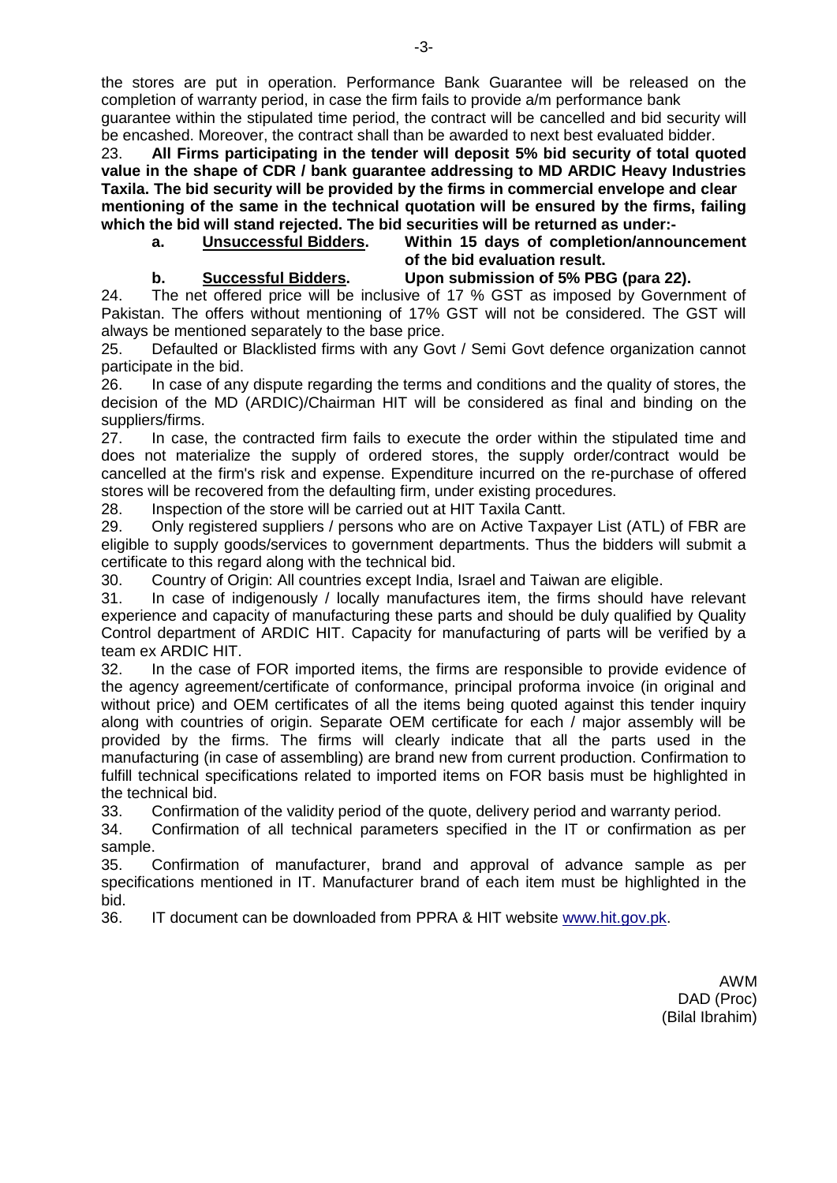the stores are put in operation. Performance Bank Guarantee will be released on the completion of warranty period, in case the firm fails to provide a/m performance bank guarantee within the stipulated time period, the contract will be cancelled and bid security will be encashed. Moreover, the contract shall than be awarded to next best evaluated bidder.

23. **All Firms participating in the tender will deposit 5% bid security of total quoted value in the shape of CDR / bank guarantee addressing to MD ARDIC Heavy Industries Taxila. The bid security will be provided by the firms in commercial envelope and clear mentioning of the same in the technical quotation will be ensured by the firms, failing which the bid will stand rejected. The bid securities will be returned as under:-**

**a. <u>Unsuccessful Bidders</u>. Within 15 days of completion/announcement of the bid evaluation result.**

**b. <u>Successful Bidders</u>. Upon submission of 5% PBG (para 22).**

24. The net offered price will be inclusive of 17 % GST as imposed by Government of Pakistan. The offers without mentioning of 17% GST will not be considered. The GST will always be mentioned separately to the base price.

25. Defaulted or Blacklisted firms with any Govt / Semi Govt defence organization cannot participate in the bid.

26. In case of any dispute regarding the terms and conditions and the quality of stores, the decision of the MD (ARDIC)/Chairman HIT will be considered as final and binding on the suppliers/firms.

27. In case, the contracted firm fails to execute the order within the stipulated time and does not materialize the supply of ordered stores, the supply order/contract would be cancelled at the firm's risk and expense. Expenditure incurred on the re-purchase of offered stores will be recovered from the defaulting firm, under existing procedures.

28. Inspection of the store will be carried out at HIT Taxila Cantt.

29. Only registered suppliers / persons who are on Active Taxpayer List (ATL) of FBR are eligible to supply goods/services to government departments. Thus the bidders will submit a certificate to this regard along with the technical bid.

30. Country of Origin: All countries except India, Israel and Taiwan are eligible.

31. In case of indigenously / locally manufactures item, the firms should have relevant experience and capacity of manufacturing these parts and should be duly qualified by Quality Control department of ARDIC HIT. Capacity for manufacturing of parts will be verified by a team ex ARDIC HIT.

32. In the case of FOR imported items, the firms are responsible to provide evidence of the agency agreement/certificate of conformance, principal proforma invoice (in original and without price) and OEM certificates of all the items being quoted against this tender inquiry along with countries of origin. Separate OEM certificate for each / major assembly will be provided by the firms. The firms will clearly indicate that all the parts used in the manufacturing (in case of assembling) are brand new from current production. Confirmation to fulfill technical specifications related to imported items on FOR basis must be highlighted in the technical bid.

33. Confirmation of the validity period of the quote, delivery period and warranty period.

34. Confirmation of all technical parameters specified in the IT or confirmation as per sample.

35. Confirmation of manufacturer, brand and approval of advance sample as per specifications mentioned in IT. Manufacturer brand of each item must be highlighted in the bid.

36. IT document can be downloaded from PPRA & HIT website www.hit.gov.pk.

AWM
DAD (Proc)
(Bilal Ibrahim)